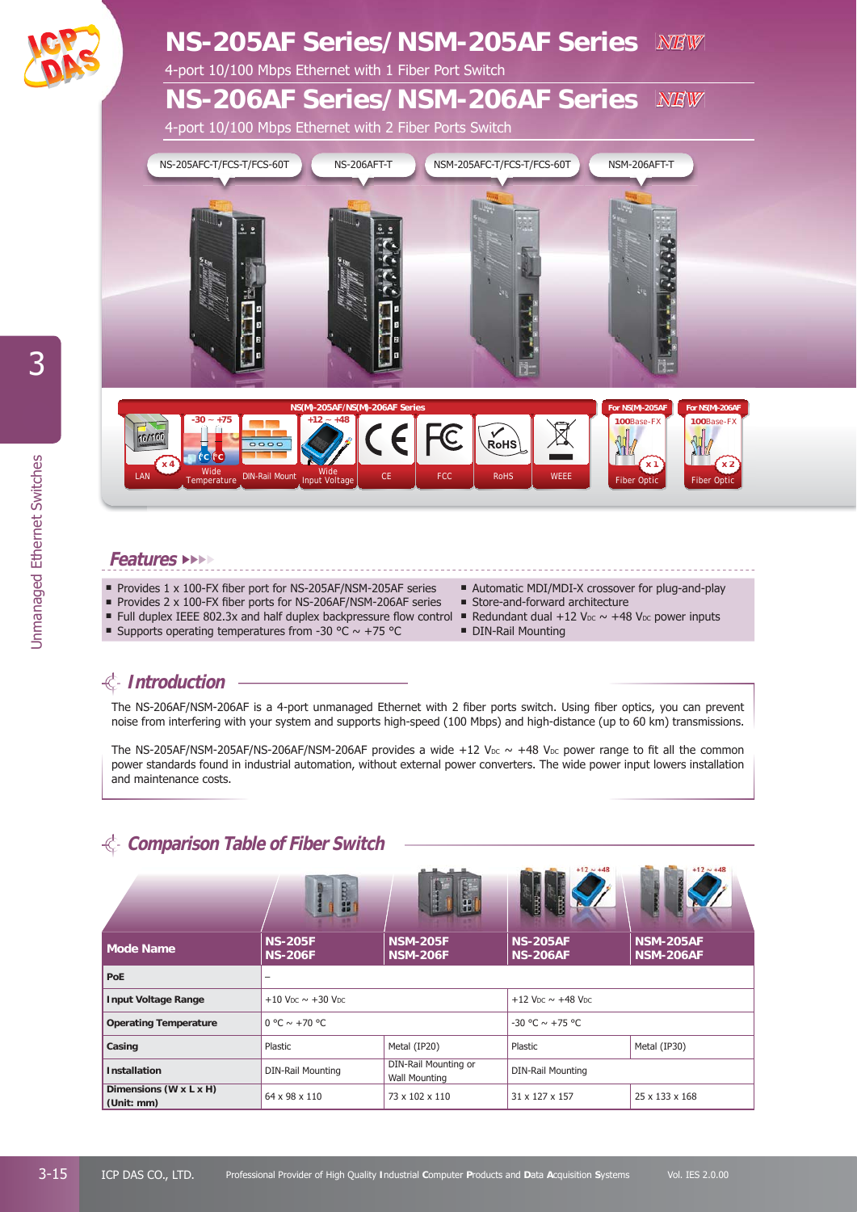# NS-205AF Series/ NSM-205AF Series NEW

4-port 10/100 Mbps Ethernet with 1 Fiber Port Switch

# NS-206AF Series/ NSM-206AF Series NEW

4-port 10/100 Mbps Ethernet with 2 Fiber Ports Switch

NS-205AFC-T/FCS-T/FCS-60T | NS-206AFT-T | NSM-205AFC-T/FCS-T/FCS-60T | NSM-206AFT-T

NS(M)-205AF/NS(M)-206AF Series: LAN x4 | -30 ~ +75 Wide Temperature | DIN-Rail Mount | +12 ~ +48 Wide Input Voltage | CE | FCC | RoHS | WEEE

For NS(M)-205AF: 100Base-FX Fiber Optic x1

For NS(M)-206AF: 100Base-FX Fiber Optic x2

## Features

- Provides 1 x 100-FX fiber port for NS-205AF/NSM-205AF series
- Provides 2 x 100-FX fiber ports for NS-206AF/NSM-206AF series
- Full duplex IEEE 802.3x and half duplex backpressure flow control
- Supports operating temperatures from -30 °C ~ +75 °C
- Automatic MDI/MDI-X crossover for plug-and-play
- Store-and-forward architecture
- Redundant dual +12 $V_{DC}$ ~ +48 $V_{DC}$ power inputs
- DIN-Rail Mounting

## Introduction

The NS-206AF/NSM-206AF is a 4-port unmanaged Ethernet with 2 fiber ports switch. Using fiber optics, you can prevent noise from interfering with your system and supports high-speed (100 Mbps) and high-distance (up to 60 km) transmissions.

The NS-205AF/NSM-205AF/NS-206AF/NSM-206AF provides a wide +12 $V_{DC}$ ~ +48 $V_{DC}$ power range to fit all the common power standards found in industrial automation, without external power converters. The wide power input lowers installation and maintenance costs.

## Comparison Table of Fiber Switch

| Mode Name | NS-205F NS-206F | NSM-205F NSM-206F | NS-205AF NS-206AF | NSM-205AF NSM-206AF |
|---|---|---|---|---|
| PoE | – | | | |
| Input Voltage Range | +10 $V_{DC}$ ~ +30 $V_{DC}$ | | +12 $V_{DC}$ ~ +48 $V_{DC}$ | |
| Operating Temperature | 0 °C ~ +70 °C | | -30 °C ~ +75 °C | |
| Casing | Plastic | Metal (IP20) | Plastic | Metal (IP30) |
| Installation | DIN-Rail Mounting | DIN-Rail Mounting or Wall Mounting | DIN-Rail Mounting | |
| Dimensions (W x L x H) (Unit: mm) | 64 x 98 x 110 | 73 x 102 x 110 | 31 x 127 x 157 | 25 x 133 x 168 |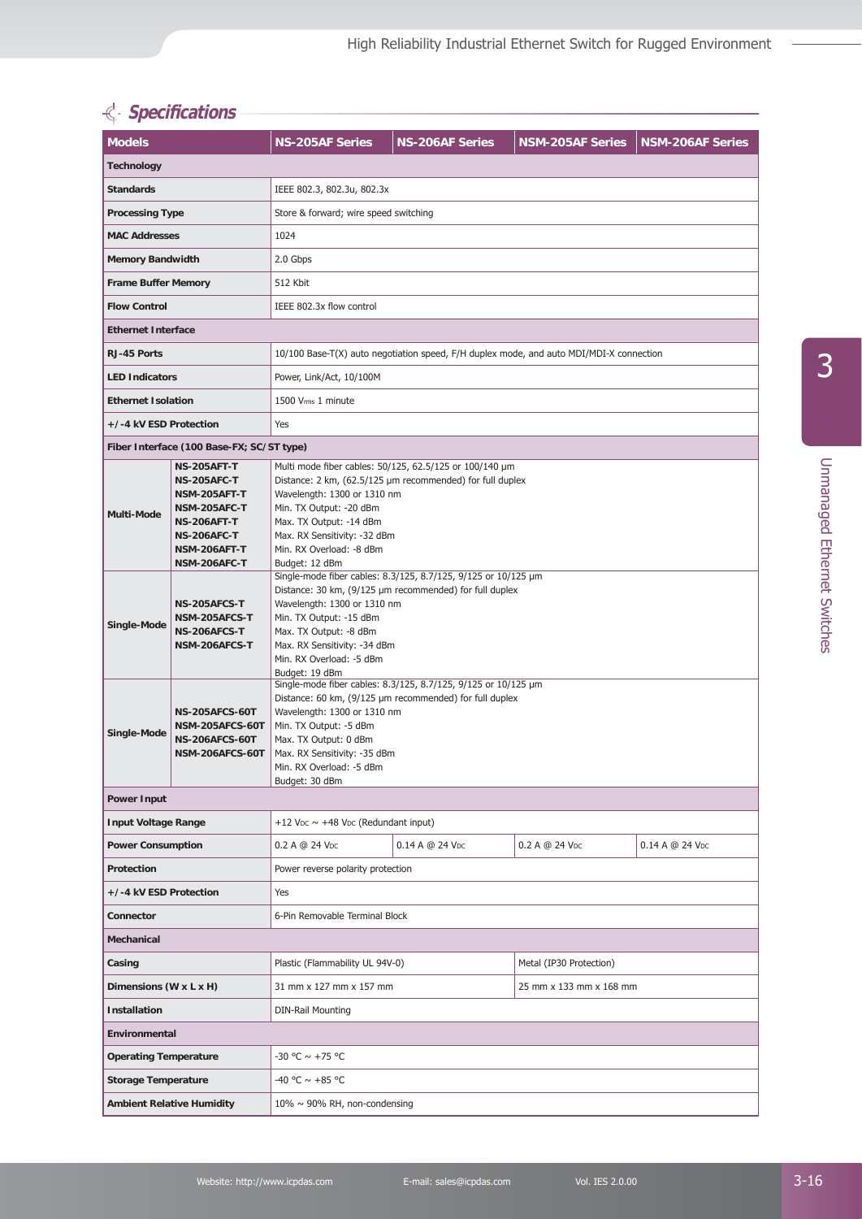## Specifications

| Models | | NS-205AF Series | NS-206AF Series | NSM-205AF Series | NSM-206AF Series |
|---|---|---|---|---|---|
| **Technology** | | | | | |
| **Standards** | | IEEE 802.3, 802.3u, 802.3x | | | |
| **Processing Type** | | Store & forward; wire speed switching | | | |
| **MAC Addresses** | | 1024 | | | |
| **Memory Bandwidth** | | 2.0 Gbps | | | |
| **Frame Buffer Memory** | | 512 Kbit | | | |
| **Flow Control** | | IEEE 802.3x flow control | | | |
| **Ethernet Interface** | | | | | |
| **RJ-45 Ports** | | 10/100 Base-T(X) auto negotiation speed, F/H duplex mode, and auto MDI/MDI-X connection | | | |
| **LED Indicators** | | Power, Link/Act, 10/100M | | | |
| **Ethernet Isolation** | | 1500 $V_{rms}$ 1 minute | | | |
| **+/-4 kV ESD Protection** | | Yes | | | |
| **Fiber Interface (100 Base-FX; SC/ST type)** | | | | | |
| **Multi-Mode** | **NS-205AFT-T** **NS-205AFC-T** **NSM-205AFT-T** **NSM-205AFC-T** **NS-206AFT-T** **NS-206AFC-T** **NSM-206AFT-T** **NSM-206AFC-T** | Multi mode fiber cables: 50/125, 62.5/125 or 100/140 µm Distance: 2 km, (62.5/125 µm recommended) for full duplex Wavelength: 1300 or 1310 nm Min. TX Output: -20 dBm Max. TX Output: -14 dBm Max. RX Sensitivity: -32 dBm Min. RX Overload: -8 dBm Budget: 12 dBm | | | |
| **Single-Mode** | **NS-205AFCS-T** **NSM-205AFCS-T** **NS-206AFCS-T** **NSM-206AFCS-T** | Single-mode fiber cables: 8.3/125, 8.7/125, 9/125 or 10/125 µm Distance: 30 km, (9/125 µm recommended) for full duplex Wavelength: 1300 or 1310 nm Min. TX Output: -15 dBm Max. TX Output: -8 dBm Max. RX Sensitivity: -34 dBm Min. RX Overload: -5 dBm Budget: 19 dBm | | | |
| **Single-Mode** | **NS-205AFCS-60T** **NSM-205AFCS-60T** **NS-206AFCS-60T** **NSM-206AFCS-60T** | Single-mode fiber cables: 8.3/125, 8.7/125, 9/125 or 10/125 µm Distance: 60 km, (9/125 µm recommended) for full duplex Wavelength: 1300 or 1310 nm Min. TX Output: -5 dBm Max. TX Output: 0 dBm Max. RX Sensitivity: -35 dBm Min. RX Overload: -5 dBm Budget: 30 dBm | | | |
| **Power Input** | | | | | |
| **Input Voltage Range** | | +12 $V_{DC}$ ~ +48 $V_{DC}$ (Redundant input) | | | |
| **Power Consumption** | | 0.2 A @ 24 $V_{DC}$ | 0.14 A @ 24 $V_{DC}$ | 0.2 A @ 24 $V_{DC}$ | 0.14 A @ 24 $V_{DC}$ |
| **Protection** | | Power reverse polarity protection | | | |
| **+/-4 kV ESD Protection** | | Yes | | | |
| **Connector** | | 6-Pin Removable Terminal Block | | | |
| **Mechanical** | | | | | |
| **Casing** | | Plastic (Flammability UL 94V-0) | | Metal (IP30 Protection) | |
| **Dimensions (W x L x H)** | | 31 mm x 127 mm x 157 mm | | 25 mm x 133 mm x 168 mm | |
| **Installation** | | DIN-Rail Mounting | | | |
| **Environmental** | | | | | |
| **Operating Temperature** | | -30 °C ~ +75 °C | | | |
| **Storage Temperature** | | -40 °C ~ +85 °C | | | |
| **Ambient Relative Humidity** | | 10% ~ 90% RH, non-condensing | | | |